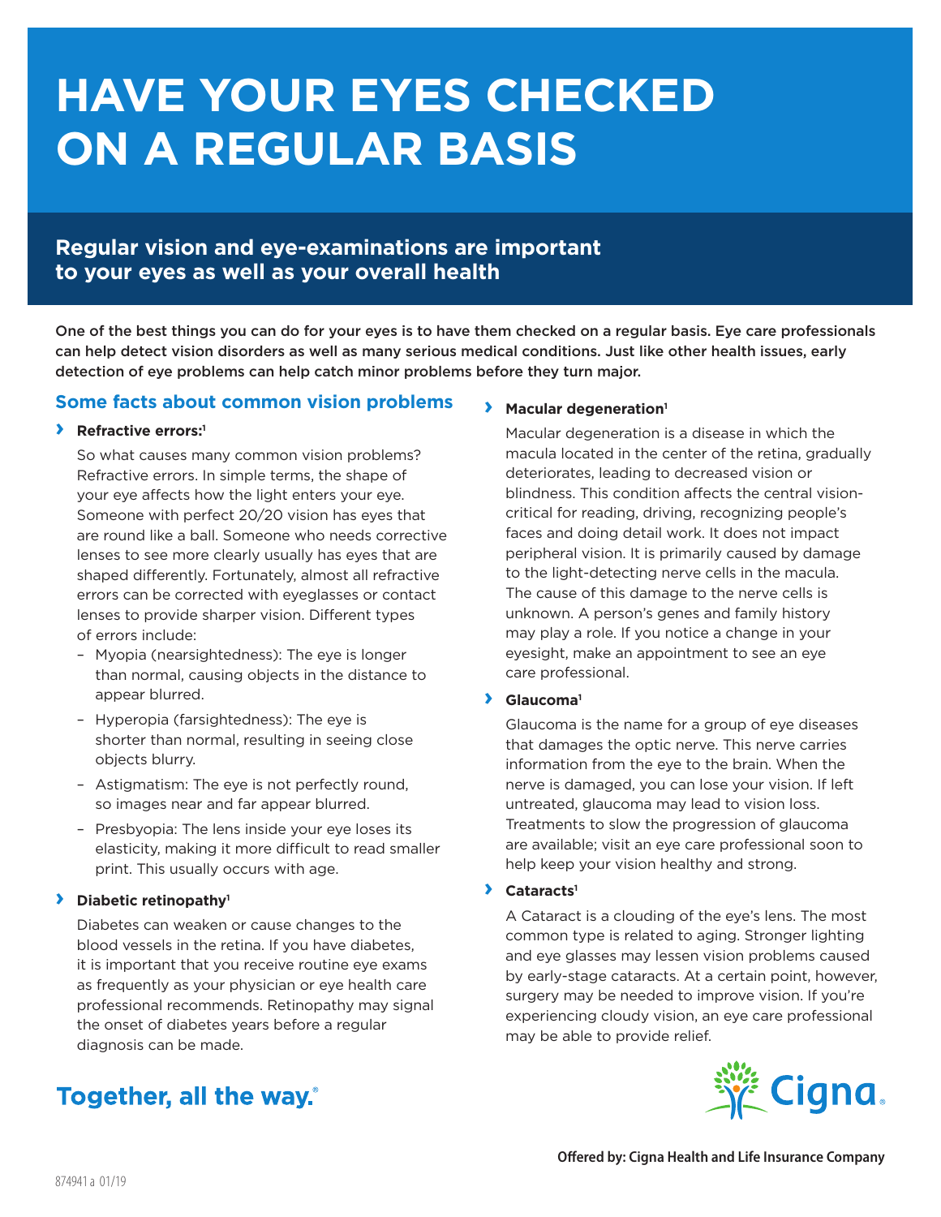# HAVE YOUR EYES CHECKED ON A REGULAR BASIS

## Regular vision and eye-examinations are important to your eyes as well as your overall health

**One of the best things you can do for your eyes is to have them checked on a regular basis. Eye care professionals can help detect vision disorders as well as many serious medical conditions. Just like other health issues, early detection of eye problems can help catch minor problems before they turn major.**

### Some facts about common vision problems

- **Refractive errors:**[1]

  So what causes many common vision problems? Refractive errors. In simple terms, the shape of your eye affects how the light enters your eye. Someone with perfect 20/20 vision has eyes that are round like a ball. Someone who needs corrective lenses to see more clearly usually has eyes that are shaped differently. Fortunately, almost all refractive errors can be corrected with eyeglasses or contact lenses to provide sharper vision. Different types of errors include:

  - Myopia (nearsightedness): The eye is longer than normal, causing objects in the distance to appear blurred.
  - Hyperopia (farsightedness): The eye is shorter than normal, resulting in seeing close objects blurry.
  - Astigmatism: The eye is not perfectly round, so images near and far appear blurred.
  - Presbyopia: The lens inside your eye loses its elasticity, making it more difficult to read smaller print. This usually occurs with age.

- **Diabetic retinopathy**[1]

  Diabetes can weaken or cause changes to the blood vessels in the retina. If you have diabetes, it is important that you receive routine eye exams as frequently as your physician or eye health care professional recommends. Retinopathy may signal the onset of diabetes years before a regular diagnosis can be made.

- **Macular degeneration**[1]

  Macular degeneration is a disease in which the macula located in the center of the retina, gradually deteriorates, leading to decreased vision or blindness. This condition affects the central vision-critical for reading, driving, recognizing people's faces and doing detail work. It does not impact peripheral vision. It is primarily caused by damage to the light-detecting nerve cells in the macula. The cause of this damage to the nerve cells is unknown. A person's genes and family history may play a role. If you notice a change in your eyesight, make an appointment to see an eye care professional.

- **Glaucoma**[1]

  Glaucoma is the name for a group of eye diseases that damages the optic nerve. This nerve carries information from the eye to the brain. When the nerve is damaged, you can lose your vision. If left untreated, glaucoma may lead to vision loss. Treatments to slow the progression of glaucoma are available; visit an eye care professional soon to help keep your vision healthy and strong.

- **Cataracts**[1]

  A Cataract is a clouding of the eye's lens. The most common type is related to aging. Stronger lighting and eye glasses may lessen vision problems caused by early-stage cataracts. At a certain point, however, surgery may be needed to improve vision. If you're experiencing cloudy vision, an eye care professional may be able to provide relief.

**Together, all the way.**®

Cigna.

**Offered by: Cigna Health and Life Insurance Company**

874941 a 01/19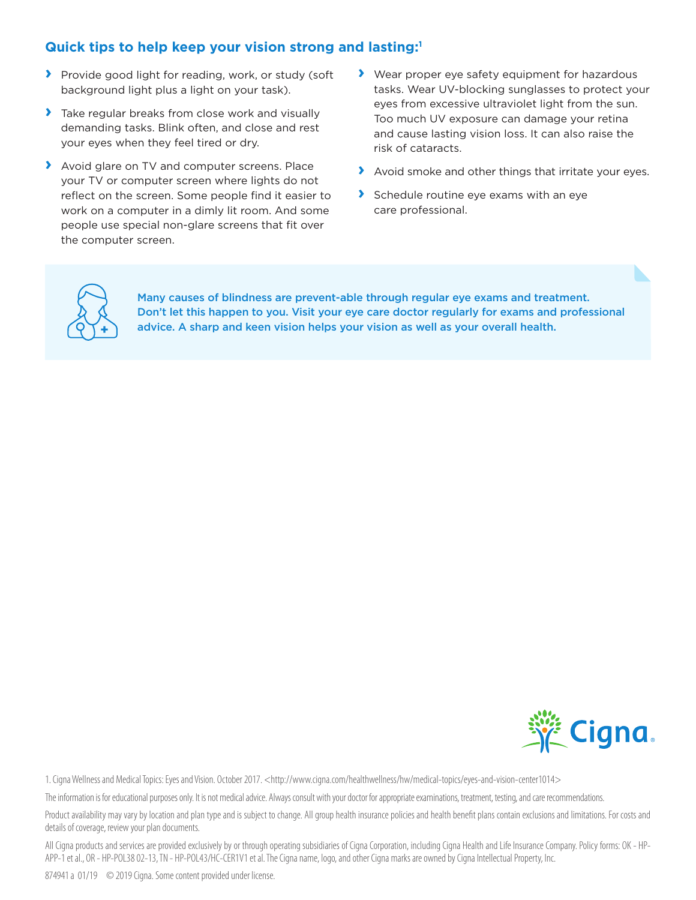## Quick tips to help keep your vision strong and lasting:[1]

- Provide good light for reading, work, or study (soft background light plus a light on your task).
- Take regular breaks from close work and visually demanding tasks. Blink often, and close and rest your eyes when they feel tired or dry.
- Avoid glare on TV and computer screens. Place your TV or computer screen where lights do not reflect on the screen. Some people find it easier to work on a computer in a dimly lit room. And some people use special non-glare screens that fit over the computer screen.
- Wear proper eye safety equipment for hazardous tasks. Wear UV-blocking sunglasses to protect your eyes from excessive ultraviolet light from the sun. Too much UV exposure can damage your retina and cause lasting vision loss. It can also raise the risk of cataracts.
- Avoid smoke and other things that irritate your eyes.
- Schedule routine eye exams with an eye care professional.

**Many causes of blindness are prevent-able through regular eye exams and treatment. Don't let this happen to you. Visit your eye care doctor regularly for exams and professional advice. A sharp and keen vision helps your vision as well as your overall health.**

1. Cigna Wellness and Medical Topics: Eyes and Vision. October 2017. <http://www.cigna.com/healthwellness/hw/medical-topics/eyes-and-vision-center1014>

The information is for educational purposes only. It is not medical advice. Always consult with your doctor for appropriate examinations, treatment, testing, and care recommendations.

Product availability may vary by location and plan type and is subject to change. All group health insurance policies and health benefit plans contain exclusions and limitations. For costs and details of coverage, review your plan documents.

All Cigna products and services are provided exclusively by or through operating subsidiaries of Cigna Corporation, including Cigna Health and Life Insurance Company. Policy forms: OK - HP-APP-1 et al., OR - HP-POL38 02-13, TN - HP-POL43/HC-CER1V1 et al. The Cigna name, logo, and other Cigna marks are owned by Cigna Intellectual Property, Inc.

874941 a 01/19 © 2019 Cigna. Some content provided under license.